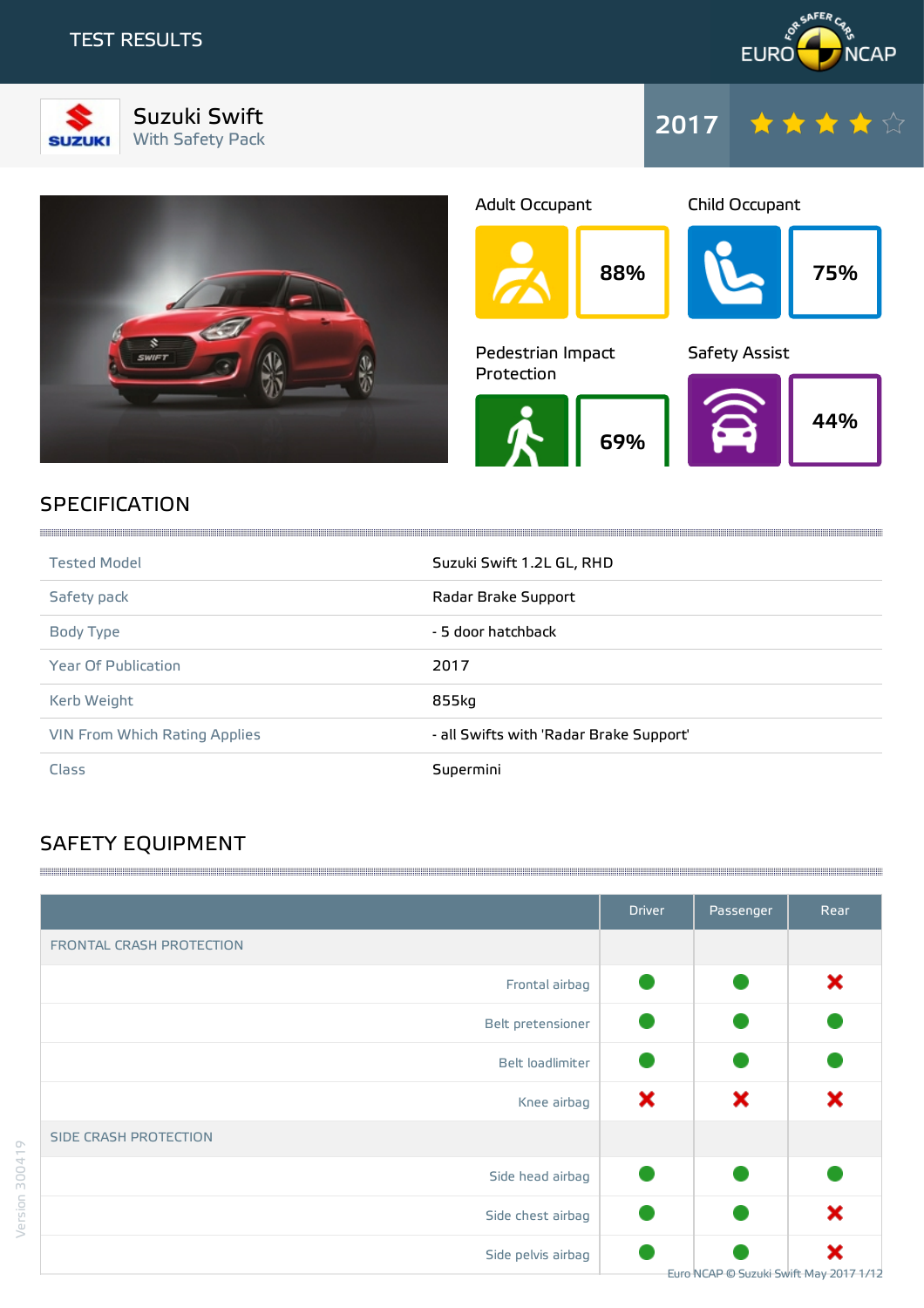# TEST RESULTS

EURO NCAP — FOR SAFER CARS

## Suzuki Swift
With Safety Pack

**2017** ★★★★☆

| Adult Occupant | Child Occupant | Pedestrian Impact Protection | Safety Assist |
|---|---|---|---|
| 88% | 75% | 69% | 44% |

## SPECIFICATION

| | |
|---|---|
| Tested Model | Suzuki Swift 1.2L GL, RHD |
| Safety pack | Radar Brake Support |
| Body Type | - 5 door hatchback |
| Year Of Publication | 2017 |
| Kerb Weight | 855kg |
| VIN From Which Rating Applies | - all Swifts with 'Radar Brake Support' |
| Class | Supermini |

## SAFETY EQUIPMENT

| | Driver | Passenger | Rear |
|---|---|---|---|
| **FRONTAL CRASH PROTECTION** | | | |
| Frontal airbag | ● | ● | ✖ |
| Belt pretensioner | ● | ● | ● |
| Belt loadlimiter | ● | ● | ● |
| Knee airbag | ✖ | ✖ | ✖ |
| **SIDE CRASH PROTECTION** | | | |
| Side head airbag | ● | ● | ● |
| Side chest airbag | ● | ● | ✖ |
| Side pelvis airbag | ● | ● | ✖ |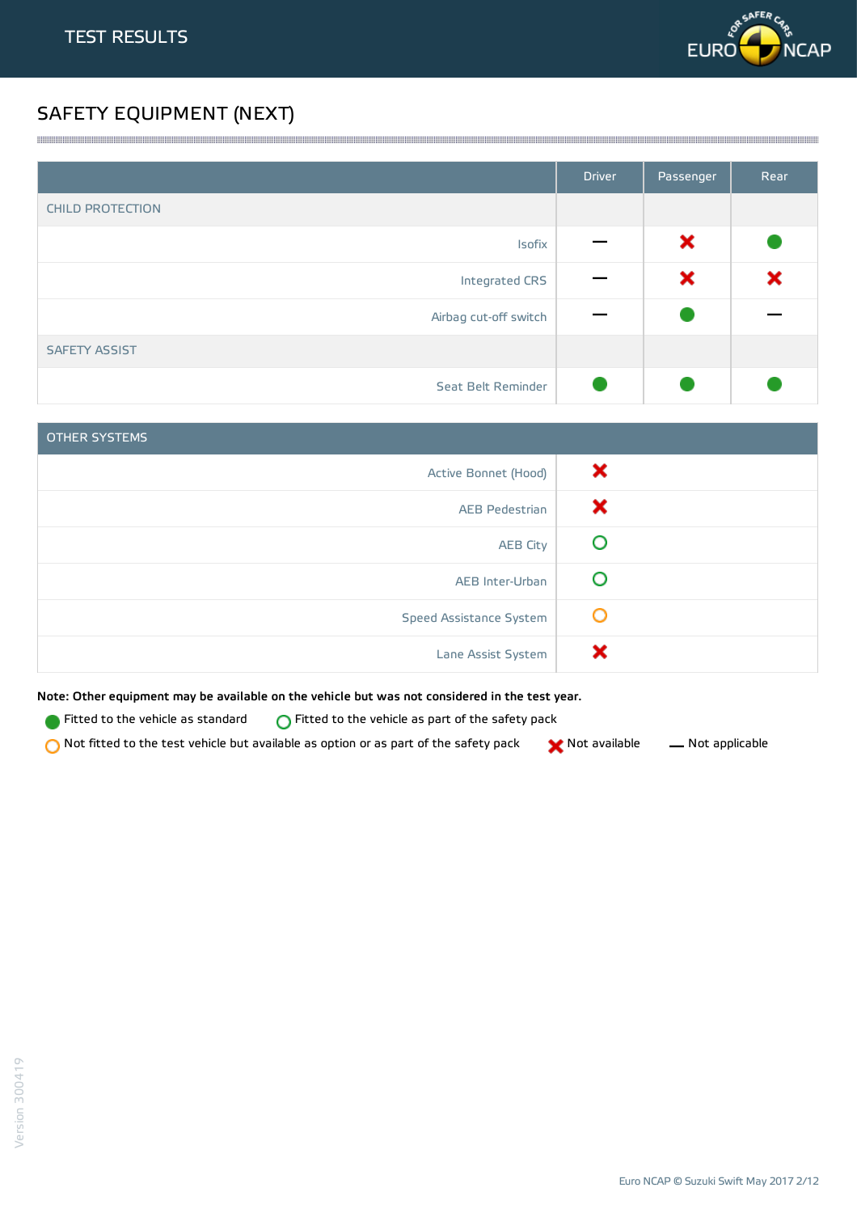# TEST RESULTS

## SAFETY EQUIPMENT (NEXT)

| | Driver | Passenger | Rear |
|---|---|---|---|
| CHILD PROTECTION | | | |
| Isofix | — | ✖ | ● |
| Integrated CRS | — | ✖ | ✖ |
| Airbag cut-off switch | — | ● | — |
| SAFETY ASSIST | | | |
| Seat Belt Reminder | ● | ● | ● |

| OTHER SYSTEMS | |
|---|---|
| Active Bonnet (Hood) | ✖ |
| AEB Pedestrian | ✖ |
| AEB City | ○ (green) |
| AEB Inter-Urban | ○ (green) |
| Speed Assistance System | ○ (orange) |
| Lane Assist System | ✖ |

**Note: Other equipment may be available on the vehicle but was not considered in the test year.**

● Fitted to the vehicle as standard  ○ (green) Fitted to the vehicle as part of the safety pack

○ (orange) Not fitted to the test vehicle but available as option or as part of the safety pack  ✖ Not available  — Not applicable

Version 300419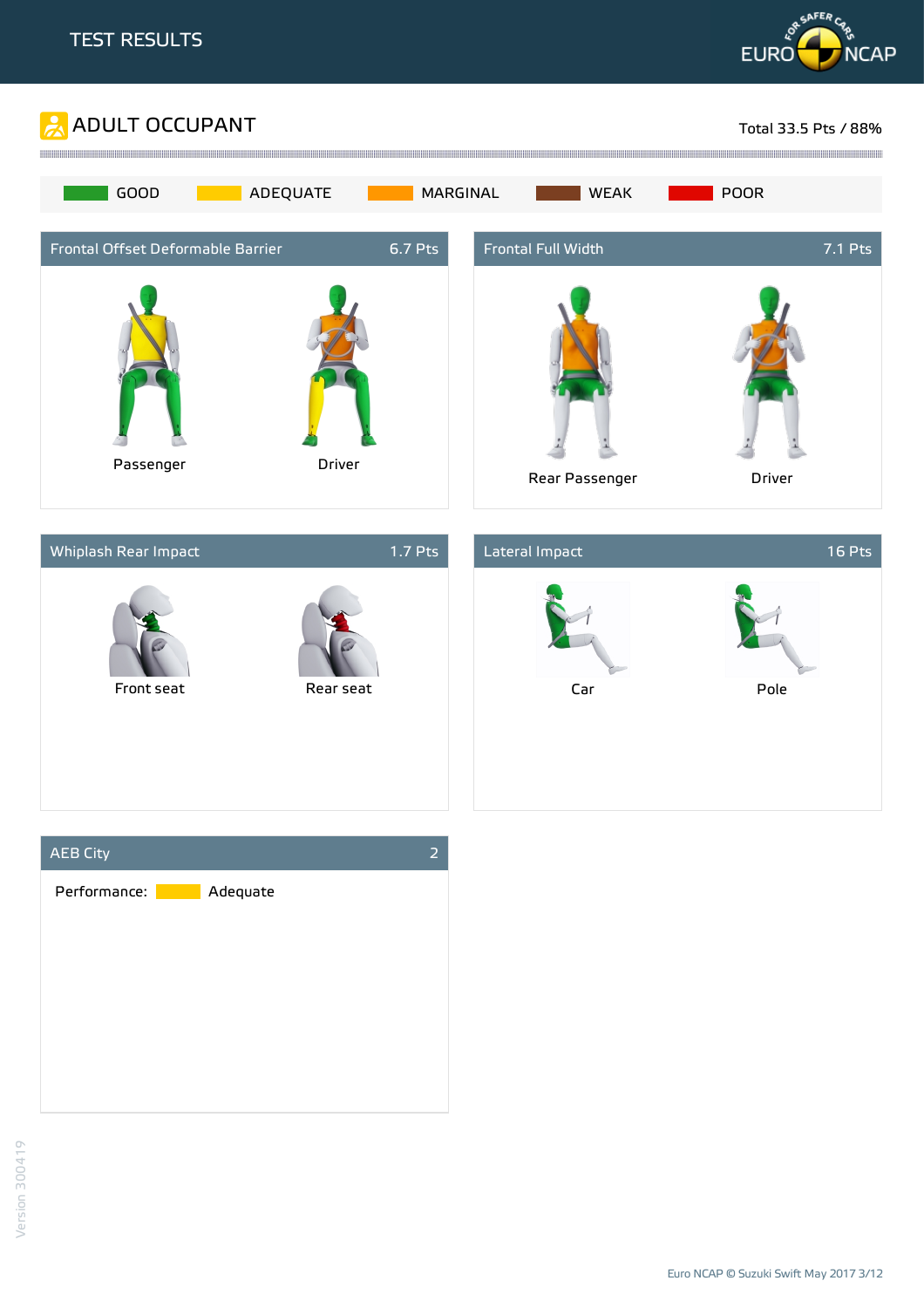# TEST RESULTS

## ADULT OCCUPANT

Total 33.5 Pts / 88%

GOOD | ADEQUATE | MARGINAL | WEAK | POOR

### Frontal Offset Deformable Barrier — 6.7 Pts

Passenger

Driver

### Frontal Full Width — 7.1 Pts

Rear Passenger

Driver

### Whiplash Rear Impact — 1.7 Pts

Front seat

Rear seat

### Lateral Impact — 16 Pts

Car

Pole

### AEB City — 2

Performance: Adequate

Version 300419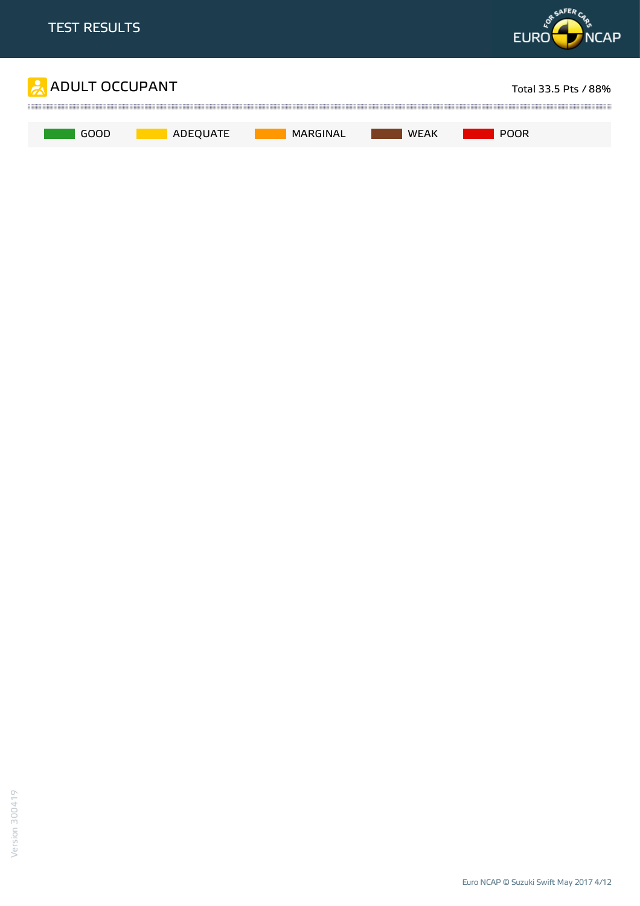# TEST RESULTS

## ADULT OCCUPANT

Total 33.5 Pts / 88%

GOOD | ADEQUATE | MARGINAL | WEAK | POOR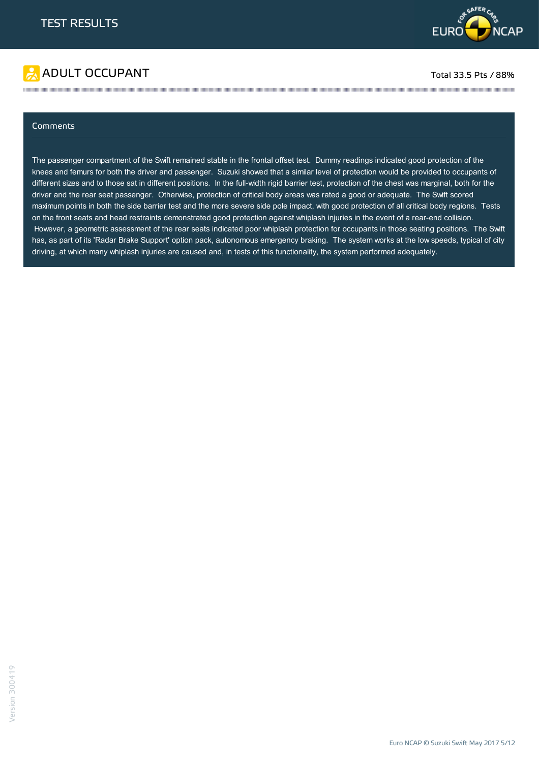# TEST RESULTS

## ADULT OCCUPANT

Total 33.5 Pts / 88%

### Comments

The passenger compartment of the Swift remained stable in the frontal offset test. Dummy readings indicated good protection of the knees and femurs for both the driver and passenger. Suzuki showed that a similar level of protection would be provided to occupants of different sizes and to those sat in different positions. In the full-width rigid barrier test, protection of the chest was marginal, both for the driver and the rear seat passenger. Otherwise, protection of critical body areas was rated a good or adequate. The Swift scored maximum points in both the side barrier test and the more severe side pole impact, with good protection of all critical body regions. Tests on the front seats and head restraints demonstrated good protection against whiplash injuries in the event of a rear-end collision. However, a geometric assessment of the rear seats indicated poor whiplash protection for occupants in those seating positions. The Swift has, as part of its 'Radar Brake Support' option pack, autonomous emergency braking. The system works at the low speeds, typical of city driving, at which many whiplash injuries are caused and, in tests of this functionality, the system performed adequately.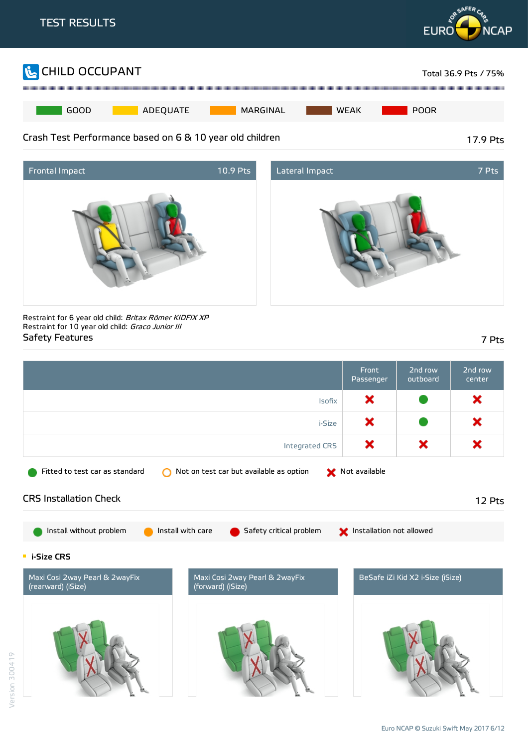# TEST RESULTS

## CHILD OCCUPANT

Total 36.9 Pts / 75%

GOOD | ADEQUATE | MARGINAL | WEAK | POOR

### Crash Test Performance based on 6 & 10 year old children

17.9 Pts

| Frontal Impact | 10.9 Pts |
|---|---|

| Lateral Impact | 7 Pts |
|---|---|

Restraint for 6 year old child: *Britax Römer KIDFIX XP*
Restraint for 10 year old child: *Graco Junior III*

### Safety Features

7 Pts

| | Front Passenger | 2nd row outboard | 2nd row center |
|---|---|---|---|
| Isofix | Not available | Fitted to test car as standard | Not available |
| i-Size | Not available | Fitted to test car as standard | Not available |
| Integrated CRS | Not available | Not available | Not available |

Fitted to test car as standard | Not on test car but available as option | Not available

### CRS Installation Check

12 Pts

Install without problem | Install with care | Safety critical problem | Installation not allowed

**i-Size CRS**

| Maxi Cosi 2way Pearl & 2wayFix (rearward) (iSize) | Maxi Cosi 2way Pearl & 2wayFix (forward) (iSize) | BeSafe iZi Kid X2 i-Size (iSize) |
|---|---|---|

Version 300419

Euro NCAP © Suzuki Swift May 2017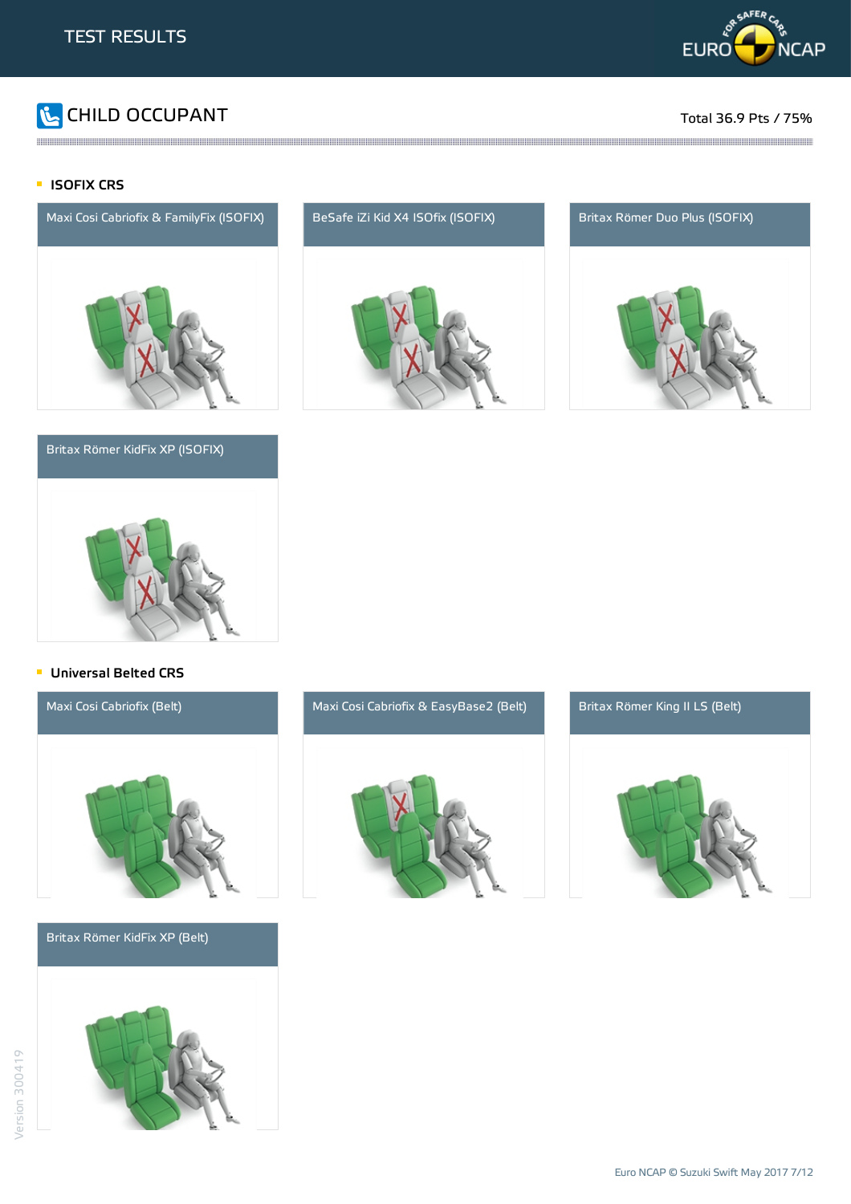# TEST RESULTS

## CHILD OCCUPANT

Total 36.9 Pts / 75%

### ISOFIX CRS

Maxi Cosi Cabriofix & FamilyFix (ISOFIX)

BeSafe iZi Kid X4 ISOfix (ISOFIX)

Britax Römer Duo Plus (ISOFIX)

Britax Römer KidFix XP (ISOFIX)

### Universal Belted CRS

Maxi Cosi Cabriofix (Belt)

Maxi Cosi Cabriofix & EasyBase2 (Belt)

Britax Römer King II LS (Belt)

Britax Römer KidFix XP (Belt)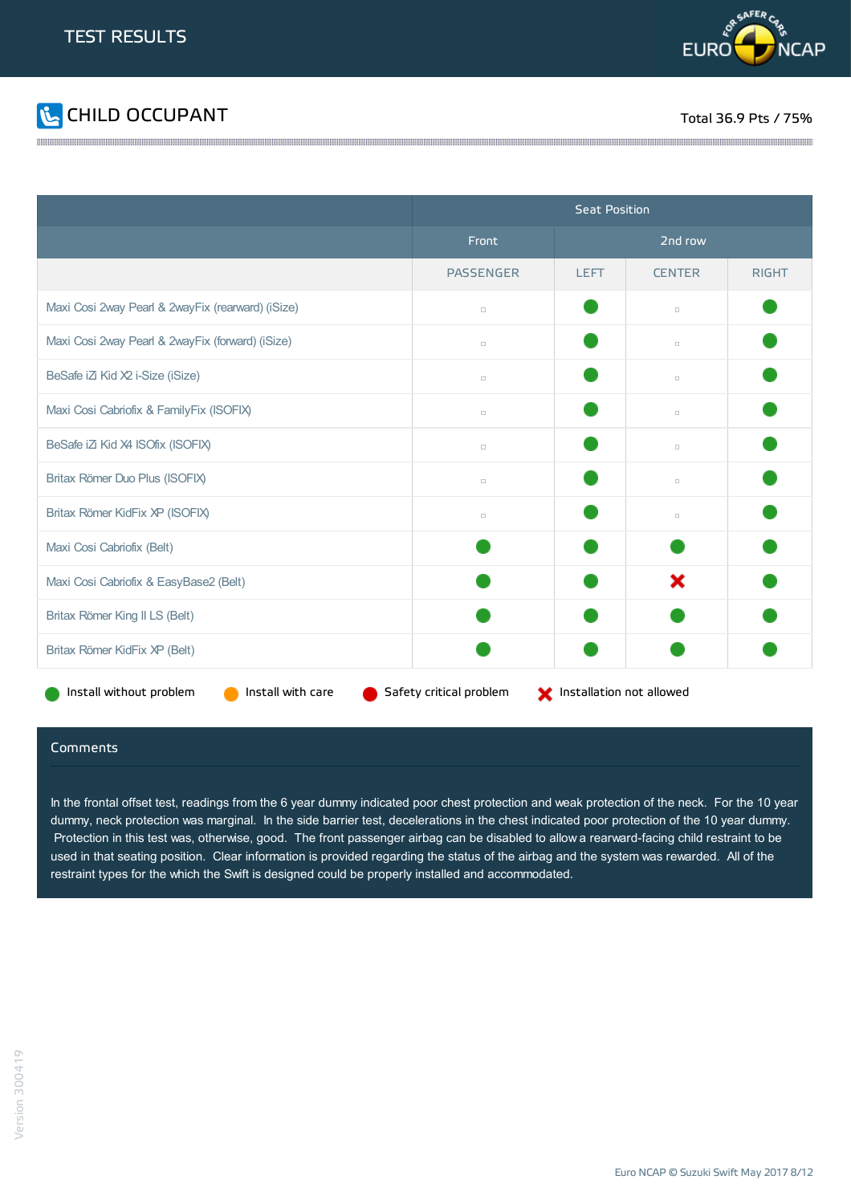TEST RESULTS

## CHILD OCCUPANT

Total 36.9 Pts / 75%

| | Seat Position | | | |
|---|---|---|---|---|
| | Front | 2nd row | | |
| | PASSENGER | LEFT | CENTER | RIGHT |
| Maxi Cosi 2way Pearl & 2wayFix (rearward) (iSize) | ▫ | ● | ▫ | ● |
| Maxi Cosi 2way Pearl & 2wayFix (forward) (iSize) | ▫ | ● | ▫ | ● |
| BeSafe iZi Kid X2 i-Size (iSize) | ▫ | ● | ▫ | ● |
| Maxi Cosi Cabriofix & FamilyFix (ISOFIX) | ▫ | ● | ▫ | ● |
| BeSafe iZi Kid X4 ISOfix (ISOFIX) | ▫ | ● | ▫ | ● |
| Britax Römer Duo Plus (ISOFIX) | ▫ | ● | ▫ | ● |
| Britax Römer KidFix XP (ISOFIX) | ▫ | ● | ▫ | ● |
| Maxi Cosi Cabriofix (Belt) | ● | ● | ● | ● |
| Maxi Cosi Cabriofix & EasyBase2 (Belt) | ● | ● | ✘ | ● |
| Britax Römer King II LS (Belt) | ● | ● | ● | ● |
| Britax Römer KidFix XP (Belt) | ● | ● | ● | ● |

● Install without problem ● Install with care ● Safety critical problem ✘ Installation not allowed

### Comments

In the frontal offset test, readings from the 6 year dummy indicated poor chest protection and weak protection of the neck. For the 10 year dummy, neck protection was marginal. In the side barrier test, decelerations in the chest indicated poor protection of the 10 year dummy. Protection in this test was, otherwise, good. The front passenger airbag can be disabled to allow a rearward-facing child restraint to be used in that seating position. Clear information is provided regarding the status of the airbag and the system was rewarded. All of the restraint types for the which the Swift is designed could be properly installed and accommodated.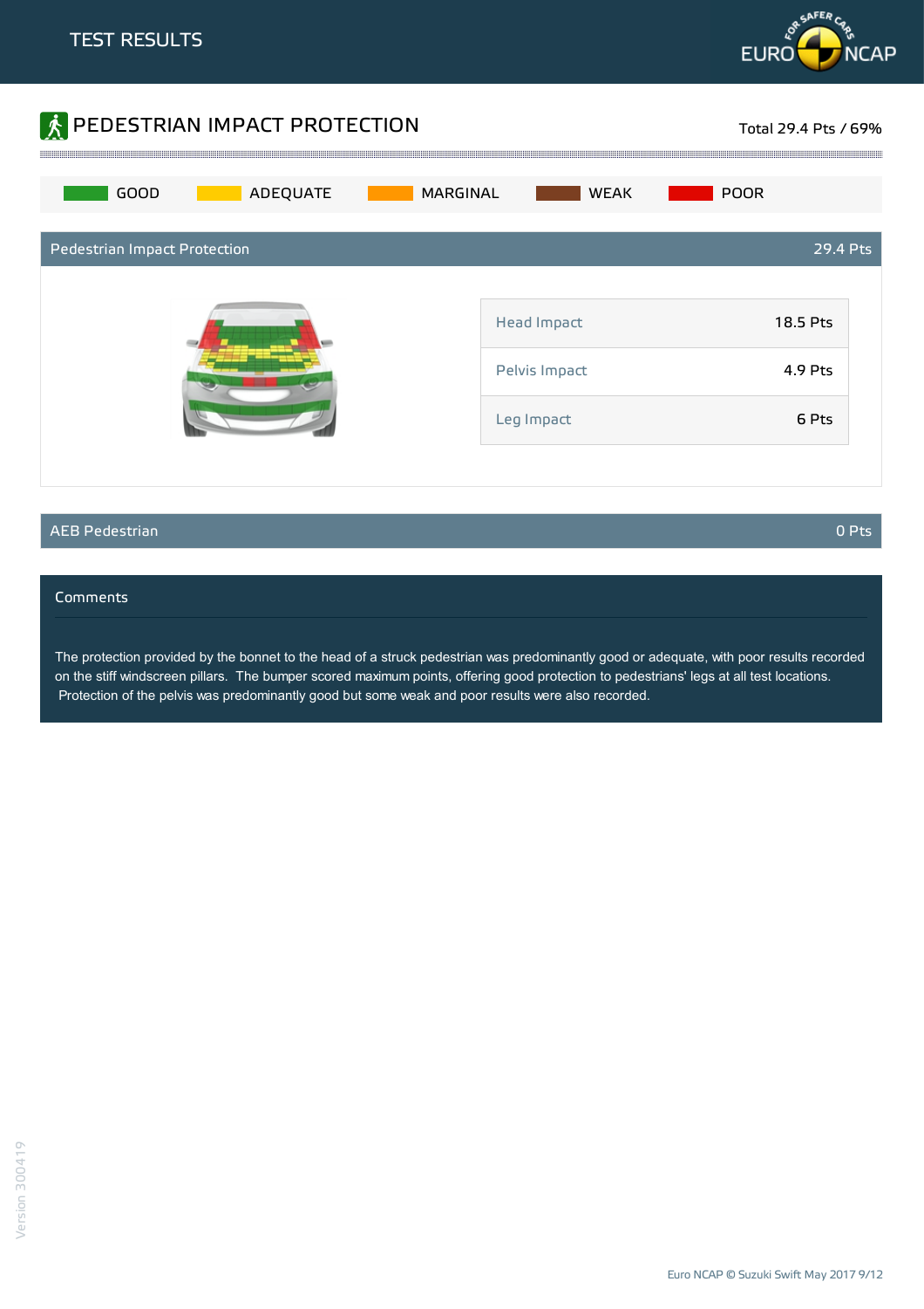# TEST RESULTS

## PEDESTRIAN IMPACT PROTECTION

Total 29.4 Pts / 69%

GOOD | ADEQUATE | MARGINAL | WEAK | POOR

### Pedestrian Impact Protection — 29.4 Pts

| | |
|---|---|
| Head Impact | 18.5 Pts |
| Pelvis Impact | 4.9 Pts |
| Leg Impact | 6 Pts |

### AEB Pedestrian — 0 Pts

### Comments

The protection provided by the bonnet to the head of a struck pedestrian was predominantly good or adequate, with poor results recorded on the stiff windscreen pillars. The bumper scored maximum points, offering good protection to pedestrians' legs at all test locations. Protection of the pelvis was predominantly good but some weak and poor results were also recorded.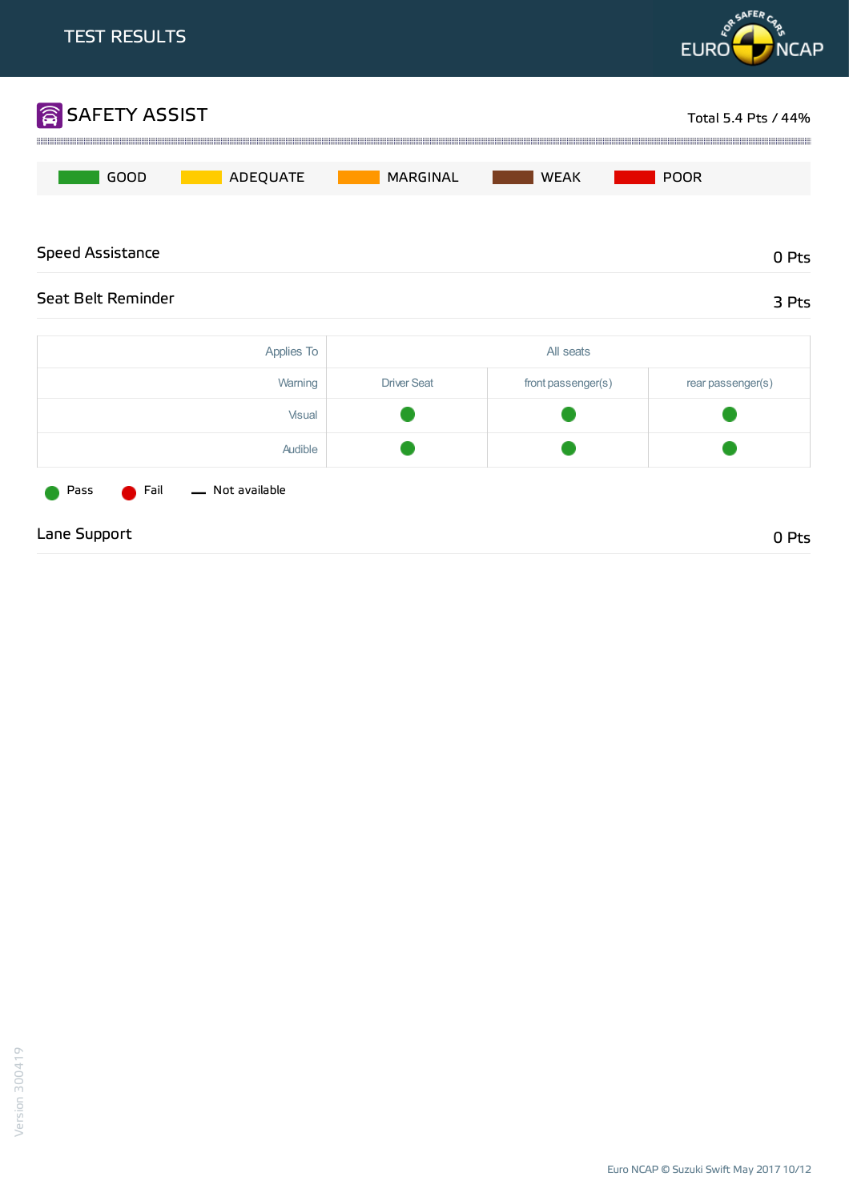# TEST RESULTS

## SAFETY ASSIST

Total 5.4 Pts / 44%

GOOD | ADEQUATE | MARGINAL | WEAK | POOR

### Speed Assistance

0 Pts

### Seat Belt Reminder

3 Pts

| Applies To | All seats | | |
|---|---|---|---|
| Warning | Driver Seat | front passenger(s) | rear passenger(s) |
| Visual | Pass | Pass | Pass |
| Audible | Pass | Pass | Pass |

Pass | Fail | — Not available

### Lane Support

0 Pts

Euro NCAP © Suzuki Swift May 2017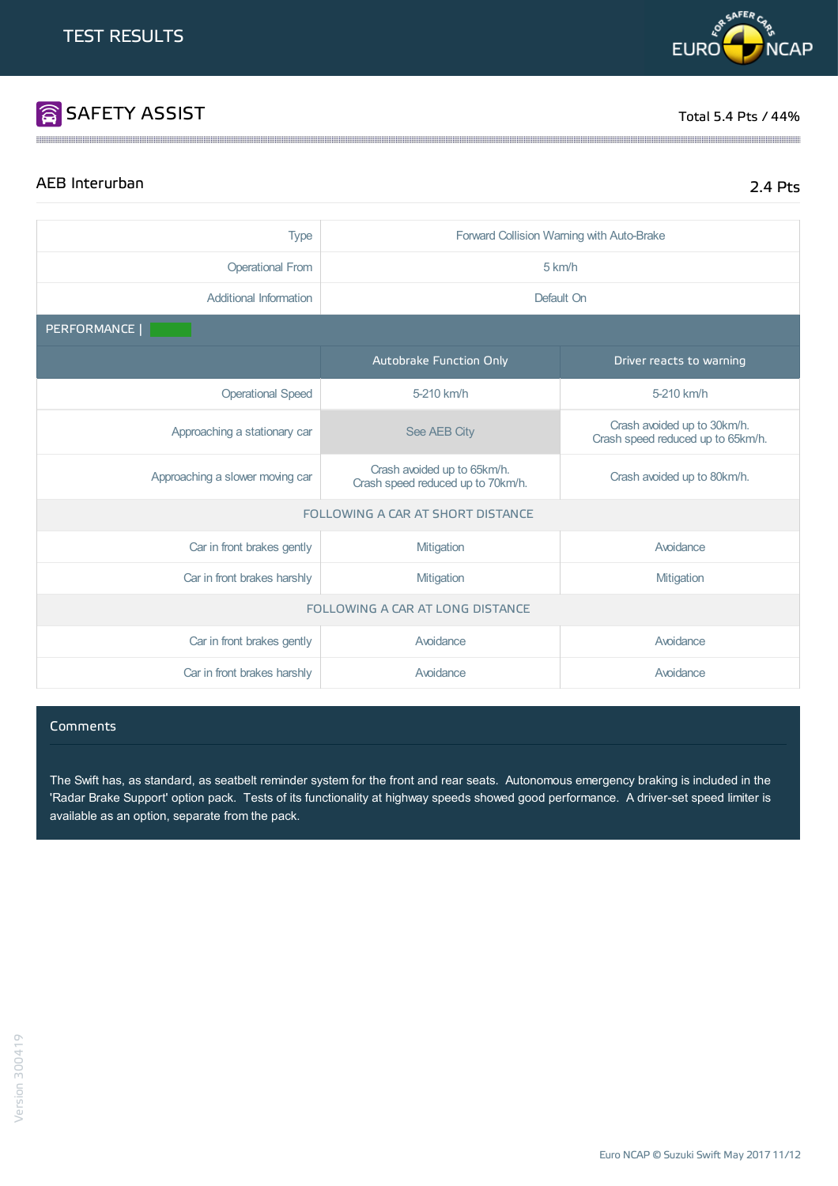# TEST RESULTS

## SAFETY ASSIST

Total 5.4 Pts / 44%

### AEB Interurban

2.4 Pts

| | |
|---|---|
| Type | Forward Collision Warning with Auto-Brake |
| Operational From | 5 km/h |
| Additional Information | Default On |

PERFORMANCE |

| | Autobrake Function Only | Driver reacts to warning |
|---|---|---|
| Operational Speed | 5-210 km/h | 5-210 km/h |
| Approaching a stationary car | See AEB City | Crash avoided up to 30km/h. Crash speed reduced up to 65km/h. |
| Approaching a slower moving car | Crash avoided up to 65km/h. Crash speed reduced up to 70km/h. | Crash avoided up to 80km/h. |
| **FOLLOWING A CAR AT SHORT DISTANCE** | | |
| Car in front brakes gently | Mitigation | Avoidance |
| Car in front brakes harshly | Mitigation | Mitigation |
| **FOLLOWING A CAR AT LONG DISTANCE** | | |
| Car in front brakes gently | Avoidance | Avoidance |
| Car in front brakes harshly | Avoidance | Avoidance |

### Comments

The Swift has, as standard, as seatbelt reminder system for the front and rear seats. Autonomous emergency braking is included in the 'Radar Brake Support' option pack. Tests of its functionality at highway speeds showed good performance. A driver-set speed limiter is available as an option, separate from the pack.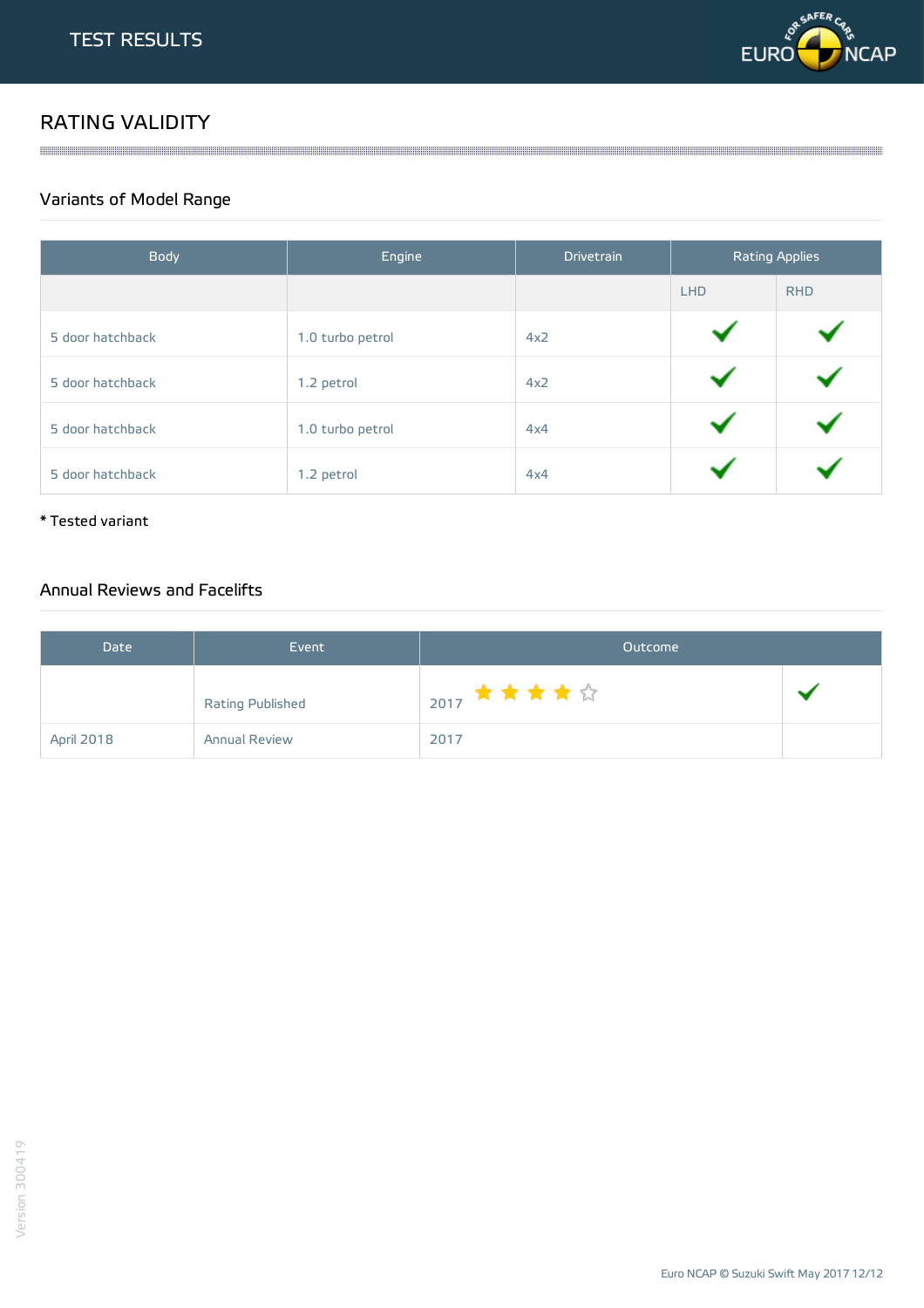# TEST RESULTS

## RATING VALIDITY

### Variants of Model Range

| Body | Engine | Drivetrain | Rating Applies | |
|---|---|---|---|---|
| | | | LHD | RHD |
| 5 door hatchback | 1.0 turbo petrol | 4x2 | ✓ | ✓ |
| 5 door hatchback | 1.2 petrol | 4x2 | ✓ | ✓ |
| 5 door hatchback | 1.0 turbo petrol | 4x4 | ✓ | ✓ |
| 5 door hatchback | 1.2 petrol | 4x4 | ✓ | ✓ |

**\*** Tested variant

### Annual Reviews and Facelifts

| Date | Event | Outcome | |
|---|---|---|---|
| | Rating Published | 2017 ★★★★☆ | ✓ |
| April 2018 | Annual Review | 2017 | |